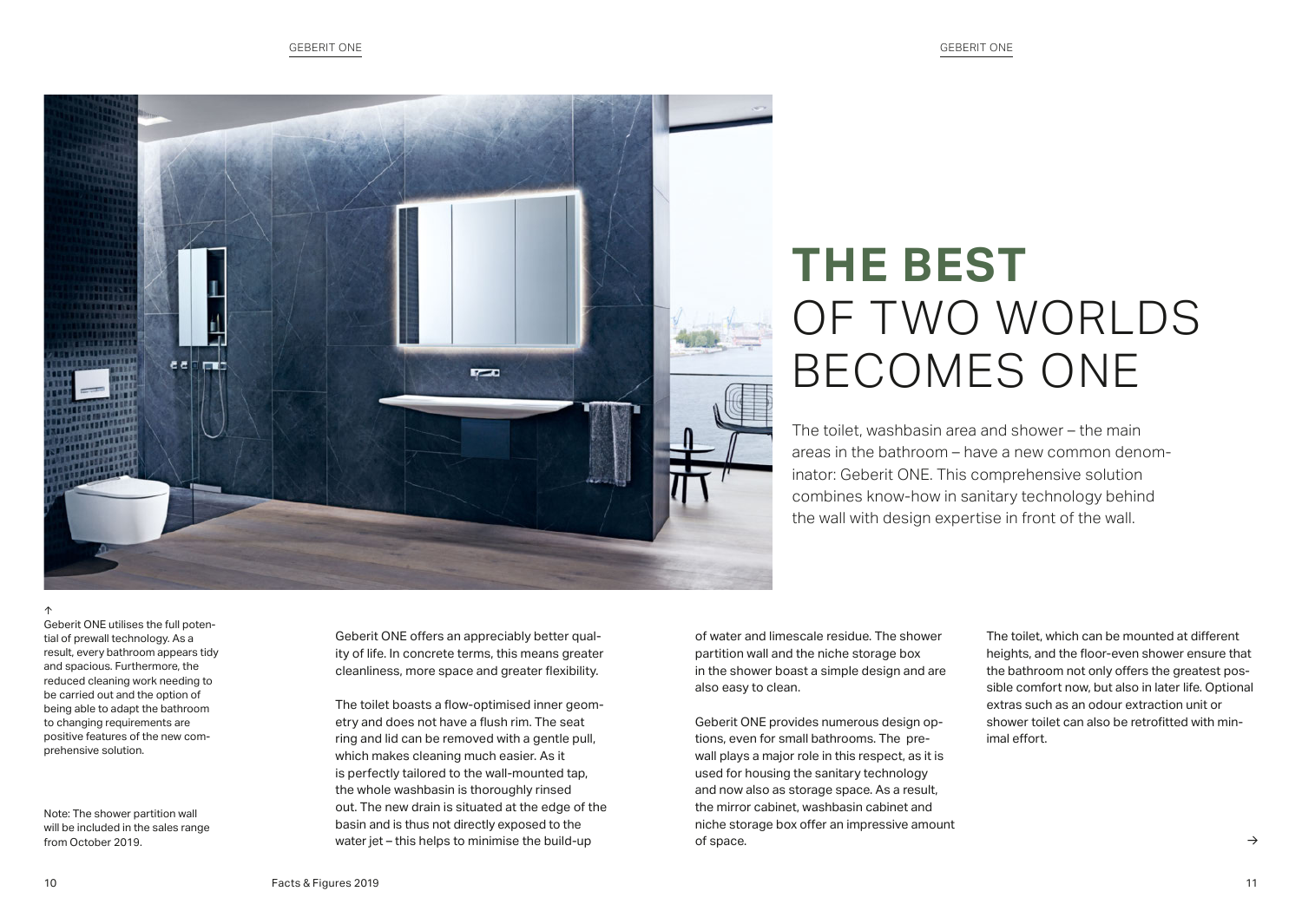# THE BEST OF TWO WORLDS BECOMES ONE

The toilet, washbasin area and shower – the main areas in the bathroom – have a new common denominator: Geberit ONE. This comprehensive solution combines know-how in sanitary technology behind the wall with design expertise in front of the wall.

↑
Geberit ONE utilises the full potential of prewall technology. As a result, every bathroom appears tidy and spacious. Furthermore, the reduced cleaning work needing to be carried out and the option of being able to adapt the bathroom to changing requirements are positive features of the new comprehensive solution.

Note: The shower partition wall will be included in the sales range from October 2019.

Geberit ONE offers an appreciably better quality of life. In concrete terms, this means greater cleanliness, more space and greater flexibility.

The toilet boasts a flow-optimised inner geometry and does not have a flush rim. The seat ring and lid can be removed with a gentle pull, which makes cleaning much easier. As it is perfectly tailored to the wall-mounted tap, the whole washbasin is thoroughly rinsed out. The new drain is situated at the edge of the basin and is thus not directly exposed to the water jet – this helps to minimise the build-up of water and limescale residue. The shower partition wall and the niche storage box in the shower boast a simple design and are also easy to clean.

Geberit ONE provides numerous design options, even for small bathrooms. The prewall plays a major role in this respect, as it is used for housing the sanitary technology and now also as storage space. As a result, the mirror cabinet, washbasin cabinet and niche storage box offer an impressive amount of space.

The toilet, which can be mounted at different heights, and the floor-even shower ensure that the bathroom not only offers the greatest possible comfort now, but also in later life. Optional extras such as an odour extraction unit or shower toilet can also be retrofitted with minimal effort.

→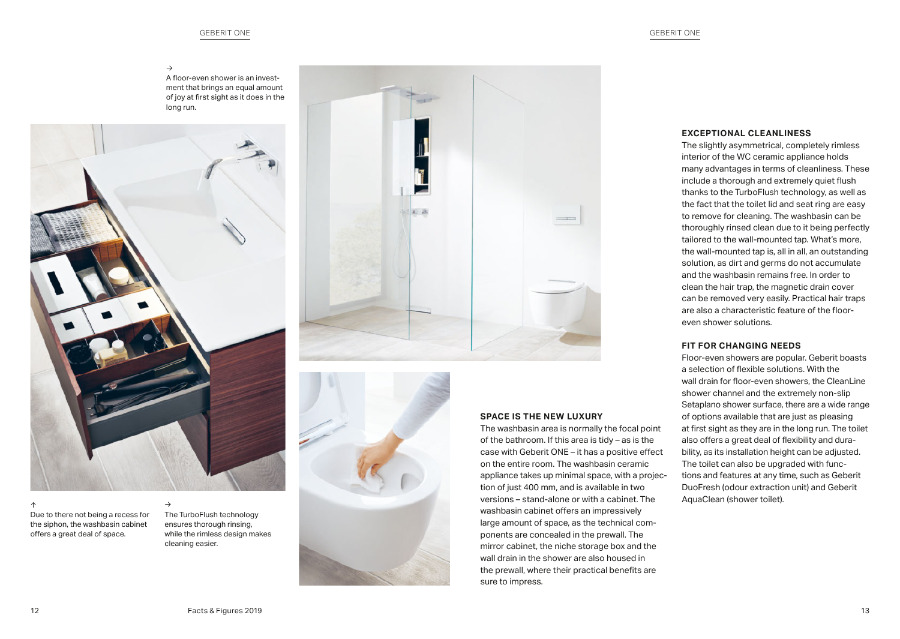→
A floor-even shower is an investment that brings an equal amount of joy at first sight as it does in the long run.

↑
Due to there not being a recess for the siphon, the washbasin cabinet offers a great deal of space.

→
The TurboFlush technology ensures thorough rinsing, while the rimless design makes cleaning easier.

## SPACE IS THE NEW LUXURY

The washbasin area is normally the focal point of the bathroom. If this area is tidy – as is the case with Geberit ONE – it has a positive effect on the entire room. The washbasin ceramic appliance takes up minimal space, with a projection of just 400 mm, and is available in two versions – stand-alone or with a cabinet. The washbasin cabinet offers an impressively large amount of space, as the technical components are concealed in the prewall. The mirror cabinet, the niche storage box and the wall drain in the shower are also housed in the prewall, where their practical benefits are sure to impress.

## EXCEPTIONAL CLEANLINESS

The slightly asymmetrical, completely rimless interior of the WC ceramic appliance holds many advantages in terms of cleanliness. These include a thorough and extremely quiet flush thanks to the TurboFlush technology, as well as the fact that the toilet lid and seat ring are easy to remove for cleaning. The washbasin can be thoroughly rinsed clean due to it being perfectly tailored to the wall-mounted tap. What's more, the wall-mounted tap is, all in all, an outstanding solution, as dirt and germs do not accumulate and the washbasin remains free. In order to clean the hair trap, the magnetic drain cover can be removed very easily. Practical hair traps are also a characteristic feature of the floor-even shower solutions.

## FIT FOR CHANGING NEEDS

Floor-even showers are popular. Geberit boasts a selection of flexible solutions. With the wall drain for floor-even showers, the CleanLine shower channel and the extremely non-slip Setaplano shower surface, there are a wide range of options available that are just as pleasing at first sight as they are in the long run. The toilet also offers a great deal of flexibility and durability, as its installation height can be adjusted. The toilet can also be upgraded with functions and features at any time, such as Geberit DuoFresh (odour extraction unit) and Geberit AquaClean (shower toilet).